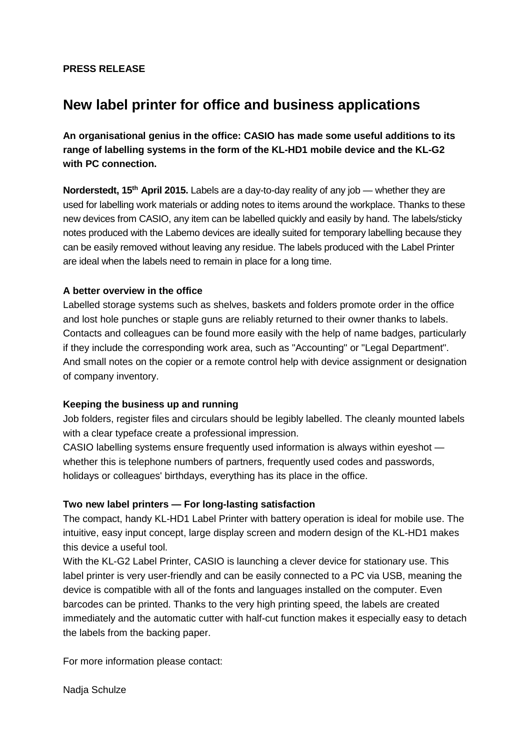**PRESS RELEASE**

# New label printer for office and business applications

**An organisational genius in the office: CASIO has made some useful additions to its range of labelling systems in the form of the KL-HD1 mobile device and the KL-G2 with PC connection.**

**Norderstedt, 15th April 2015.** Labels are a day-to-day reality of any job — whether they are used for labelling work materials or adding notes to items around the workplace. Thanks to these new devices from CASIO, any item can be labelled quickly and easily by hand. The labels/sticky notes produced with the Labemo devices are ideally suited for temporary labelling because they can be easily removed without leaving any residue. The labels produced with the Label Printer are ideal when the labels need to remain in place for a long time.

### A better overview in the office

Labelled storage systems such as shelves, baskets and folders promote order in the office and lost hole punches or staple guns are reliably returned to their owner thanks to labels. Contacts and colleagues can be found more easily with the help of name badges, particularly if they include the corresponding work area, such as "Accounting" or "Legal Department". And small notes on the copier or a remote control help with device assignment or designation of company inventory.

### Keeping the business up and running

Job folders, register files and circulars should be legibly labelled. The cleanly mounted labels with a clear typeface create a professional impression.
CASIO labelling systems ensure frequently used information is always within eyeshot — whether this is telephone numbers of partners, frequently used codes and passwords, holidays or colleagues' birthdays, everything has its place in the office.

### Two new label printers — For long-lasting satisfaction

The compact, handy KL-HD1 Label Printer with battery operation is ideal for mobile use. The intuitive, easy input concept, large display screen and modern design of the KL-HD1 makes this device a useful tool.
With the KL-G2 Label Printer, CASIO is launching a clever device for stationary use. This label printer is very user-friendly and can be easily connected to a PC via USB, meaning the device is compatible with all of the fonts and languages installed on the computer. Even barcodes can be printed. Thanks to the very high printing speed, the labels are created immediately and the automatic cutter with half-cut function makes it especially easy to detach the labels from the backing paper.

For more information please contact:

Nadja Schulze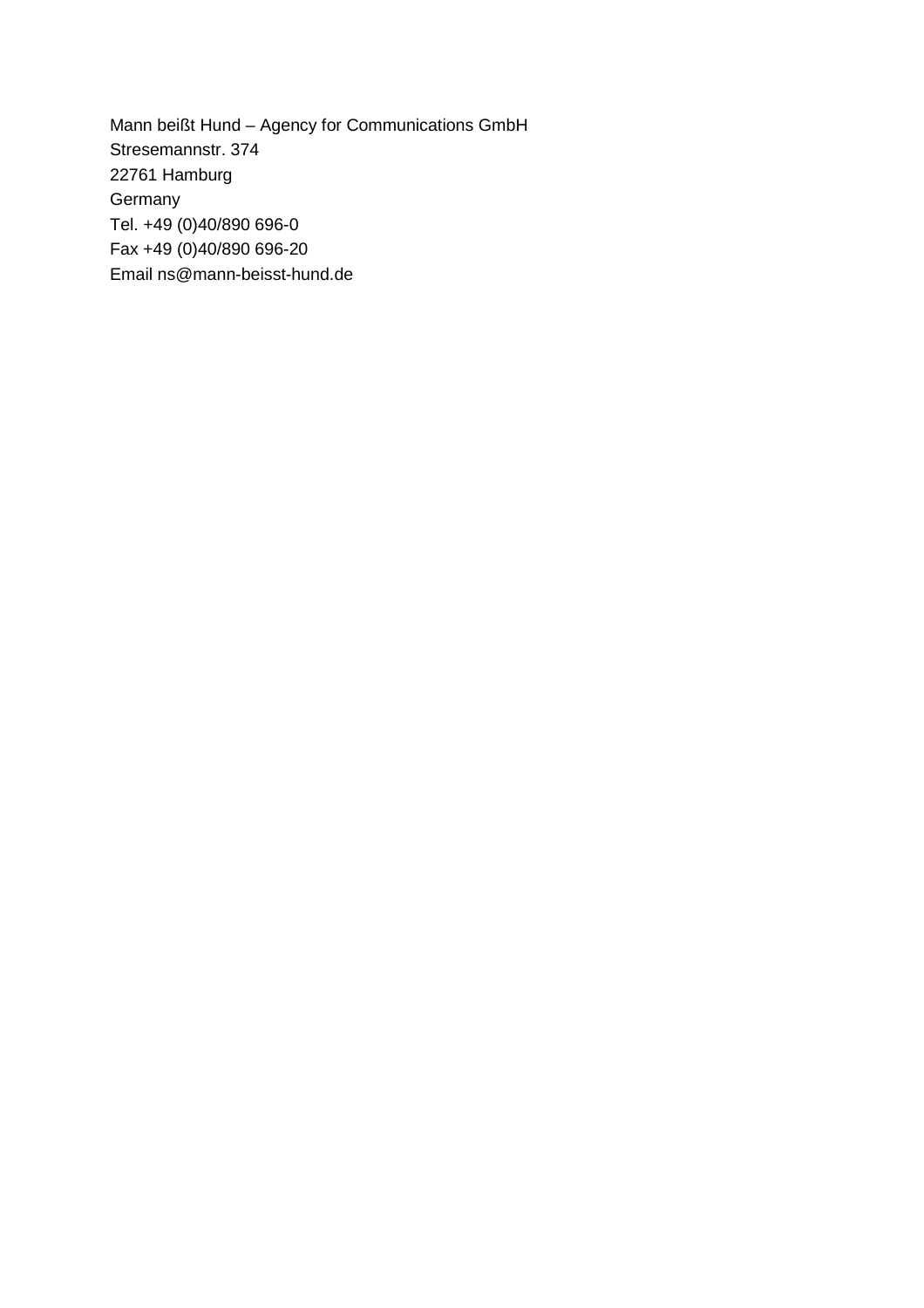Mann beißt Hund – Agency for Communications GmbH
Stresemannstr. 374
22761 Hamburg
Germany
Tel. +49 (0)40/890 696-0
Fax +49 (0)40/890 696-20
Email ns@mann-beisst-hund.de